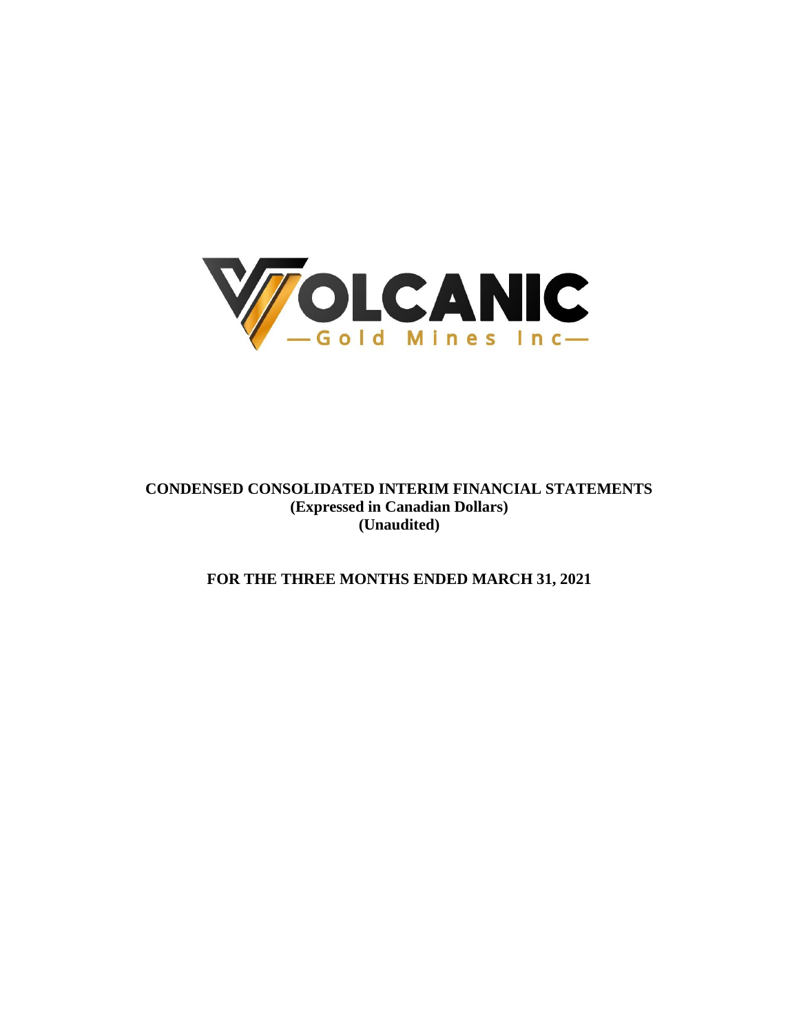# VOLCANIC
—Gold Mines Inc—

**CONDENSED CONSOLIDATED INTERIM FINANCIAL STATEMENTS**
**(Expressed in Canadian Dollars)**
**(Unaudited)**

**FOR THE THREE MONTHS ENDED MARCH 31, 2021**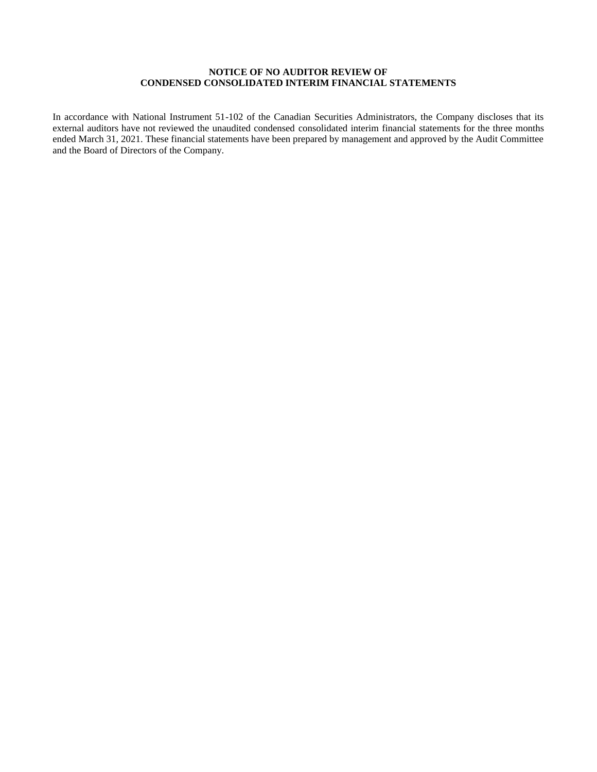**NOTICE OF NO AUDITOR REVIEW OF**
**CONDENSED CONSOLIDATED INTERIM FINANCIAL STATEMENTS**

In accordance with National Instrument 51-102 of the Canadian Securities Administrators, the Company discloses that its external auditors have not reviewed the unaudited condensed consolidated interim financial statements for the three months ended March 31, 2021. These financial statements have been prepared by management and approved by the Audit Committee and the Board of Directors of the Company.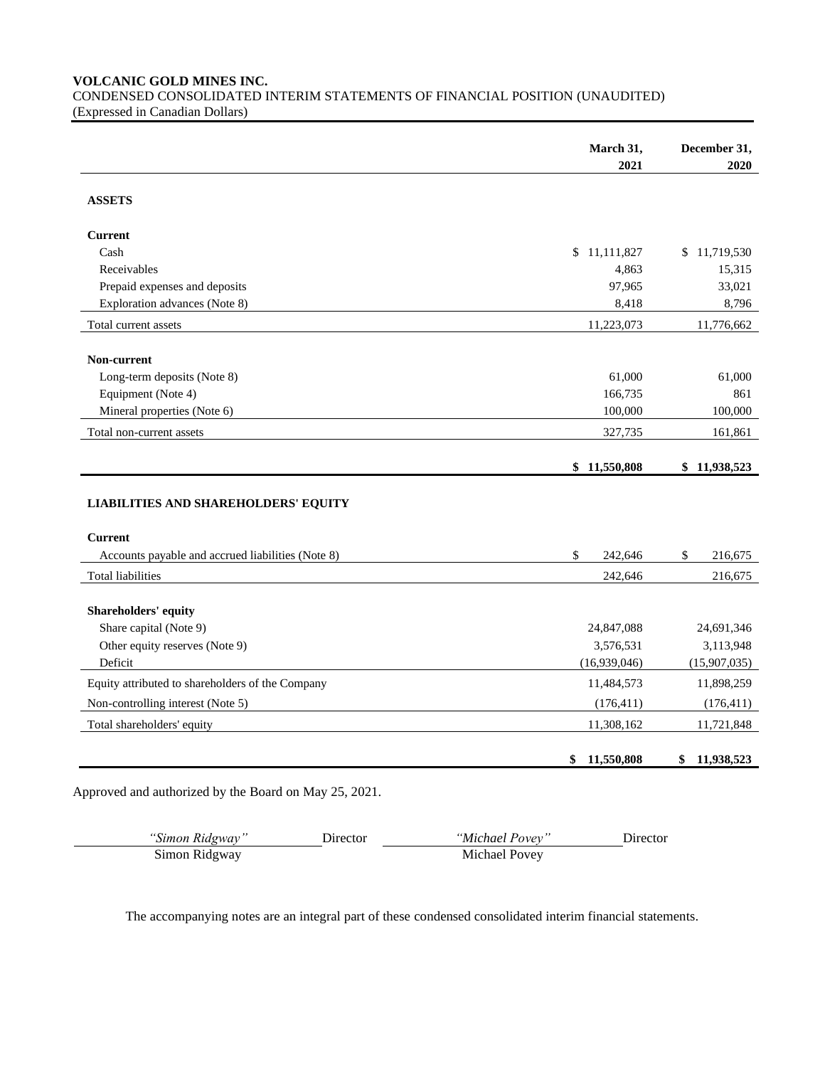**VOLCANIC GOLD MINES INC.**
CONDENSED CONSOLIDATED INTERIM STATEMENTS OF FINANCIAL POSITION (UNAUDITED)
(Expressed in Canadian Dollars)

| | March 31, 2021 | December 31, 2020 |
|---|---|---|
| **ASSETS** | | |
| **Current** | | |
| Cash | $ 11,111,827 | $ 11,719,530 |
| Receivables | 4,863 | 15,315 |
| Prepaid expenses and deposits | 97,965 | 33,021 |
| Exploration advances (Note 8) | 8,418 | 8,796 |
| Total current assets | 11,223,073 | 11,776,662 |
| **Non-current** | | |
| Long-term deposits (Note 8) | 61,000 | 61,000 |
| Equipment (Note 4) | 166,735 | 861 |
| Mineral properties (Note 6) | 100,000 | 100,000 |
| Total non-current assets | 327,735 | 161,861 |
| | **$ 11,550,808** | **$ 11,938,523** |
| **LIABILITIES AND SHAREHOLDERS' EQUITY** | | |
| **Current** | | |
| Accounts payable and accrued liabilities (Note 8) | $ 242,646 | $ 216,675 |
| Total liabilities | 242,646 | 216,675 |
| **Shareholders' equity** | | |
| Share capital (Note 9) | 24,847,088 | 24,691,346 |
| Other equity reserves (Note 9) | 3,576,531 | 3,113,948 |
| Deficit | (16,939,046) | (15,907,035) |
| Equity attributed to shareholders of the Company | 11,484,573 | 11,898,259 |
| Non-controlling interest (Note 5) | (176,411) | (176,411) |
| Total shareholders' equity | 11,308,162 | 11,721,848 |
| | **$ 11,550,808** | **$ 11,938,523** |

Approved and authorized by the Board on May 25, 2021.

| *"Simon Ridgway"* Director | *"Michael Povey"* Director |
|---|---|
| Simon Ridgway | Michael Povey |

The accompanying notes are an integral part of these condensed consolidated interim financial statements.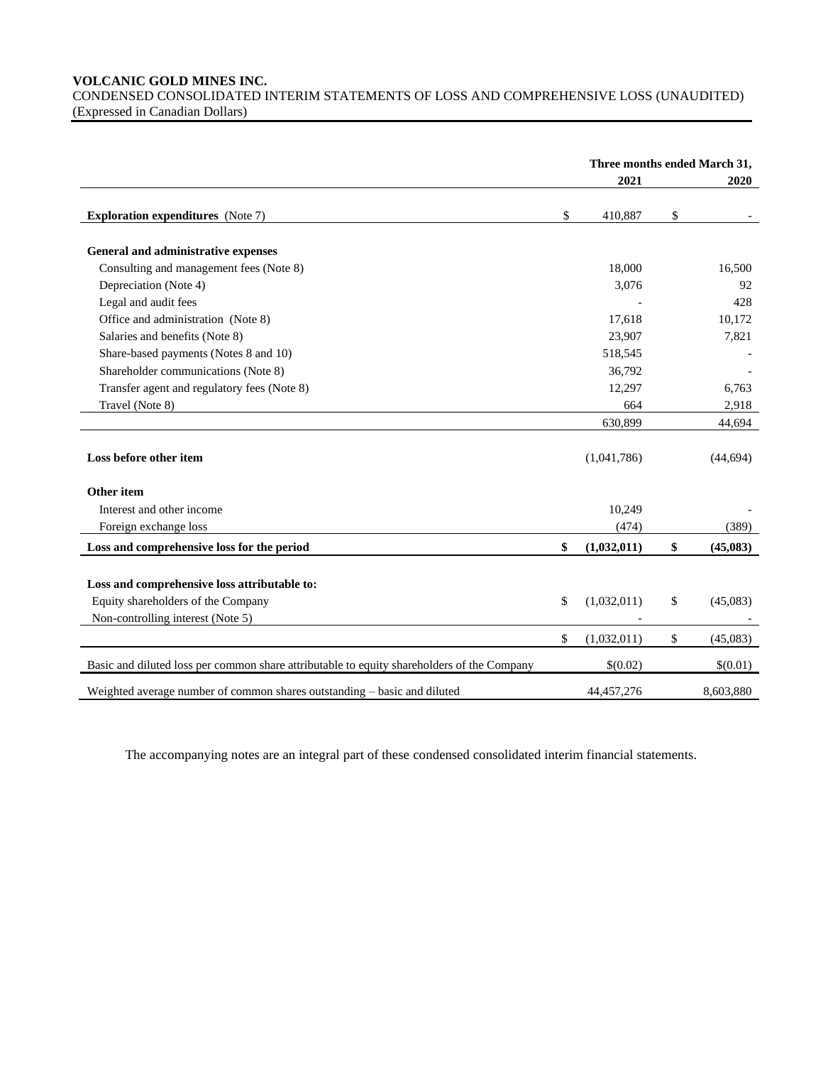**VOLCANIC GOLD MINES INC.**
CONDENSED CONSOLIDATED INTERIM STATEMENTS OF LOSS AND COMPREHENSIVE LOSS (UNAUDITED)
(Expressed in Canadian Dollars)

| | Three months ended March 31, | |
|---|---|---|
| | **2021** | **2020** |
| **Exploration expenditures** (Note 7) | $ 410,887 | $ - |
| **General and administrative expenses** | | |
| Consulting and management fees (Note 8) | 18,000 | 16,500 |
| Depreciation (Note 4) | 3,076 | 92 |
| Legal and audit fees | - | 428 |
| Office and administration (Note 8) | 17,618 | 10,172 |
| Salaries and benefits (Note 8) | 23,907 | 7,821 |
| Share-based payments (Notes 8 and 10) | 518,545 | - |
| Shareholder communications (Note 8) | 36,792 | - |
| Transfer agent and regulatory fees (Note 8) | 12,297 | 6,763 |
| Travel (Note 8) | 664 | 2,918 |
| | 630,899 | 44,694 |
| **Loss before other item** | (1,041,786) | (44,694) |
| **Other item** | | |
| Interest and other income | 10,249 | - |
| Foreign exchange loss | (474) | (389) |
| **Loss and comprehensive loss for the period** | **$ (1,032,011)** | **$ (45,083)** |
| **Loss and comprehensive loss attributable to:** | | |
| Equity shareholders of the Company | $ (1,032,011) | $ (45,083) |
| Non-controlling interest (Note 5) | - | - |
| | $ (1,032,011) | $ (45,083) |
| Basic and diluted loss per common share attributable to equity shareholders of the Company | $(0.02) | $(0.01) |
| Weighted average number of common shares outstanding – basic and diluted | 44,457,276 | 8,603,880 |

The accompanying notes are an integral part of these condensed consolidated interim financial statements.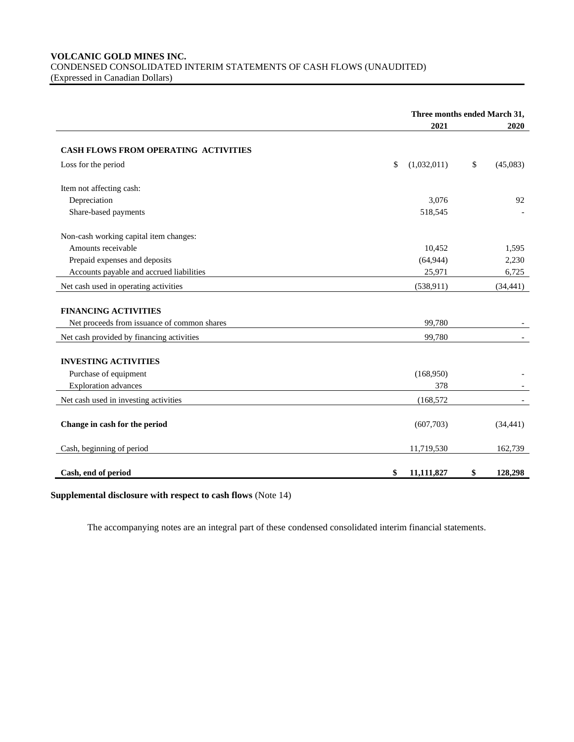**VOLCANIC GOLD MINES INC.**
CONDENSED CONSOLIDATED INTERIM STATEMENTS OF CASH FLOWS (UNAUDITED)
(Expressed in Canadian Dollars)

| | Three months ended March 31, | |
|---|---|---|
| | **2021** | **2020** |
| **CASH FLOWS FROM OPERATING ACTIVITIES** | | |
| Loss for the period | $ (1,032,011) | $ (45,083) |
| Item not affecting cash: | | |
| Depreciation | 3,076 | 92 |
| Share-based payments | 518,545 | - |
| Non-cash working capital item changes: | | |
| Amounts receivable | 10,452 | 1,595 |
| Prepaid expenses and deposits | (64,944) | 2,230 |
| Accounts payable and accrued liabilities | 25,971 | 6,725 |
| Net cash used in operating activities | (538,911) | (34,441) |
| **FINANCING ACTIVITIES** | | |
| Net proceeds from issuance of common shares | 99,780 | - |
| Net cash provided by financing activities | 99,780 | - |
| **INVESTING ACTIVITIES** | | |
| Purchase of equipment | (168,950) | - |
| Exploration advances | 378 | - |
| Net cash used in investing activities | (168,572 | - |
| **Change in cash for the period** | (607,703) | (34,441) |
| Cash, beginning of period | 11,719,530 | 162,739 |
| **Cash, end of period** | **$ 11,111,827** | **$ 128,298** |

**Supplemental disclosure with respect to cash flows** (Note 14)

The accompanying notes are an integral part of these condensed consolidated interim financial statements.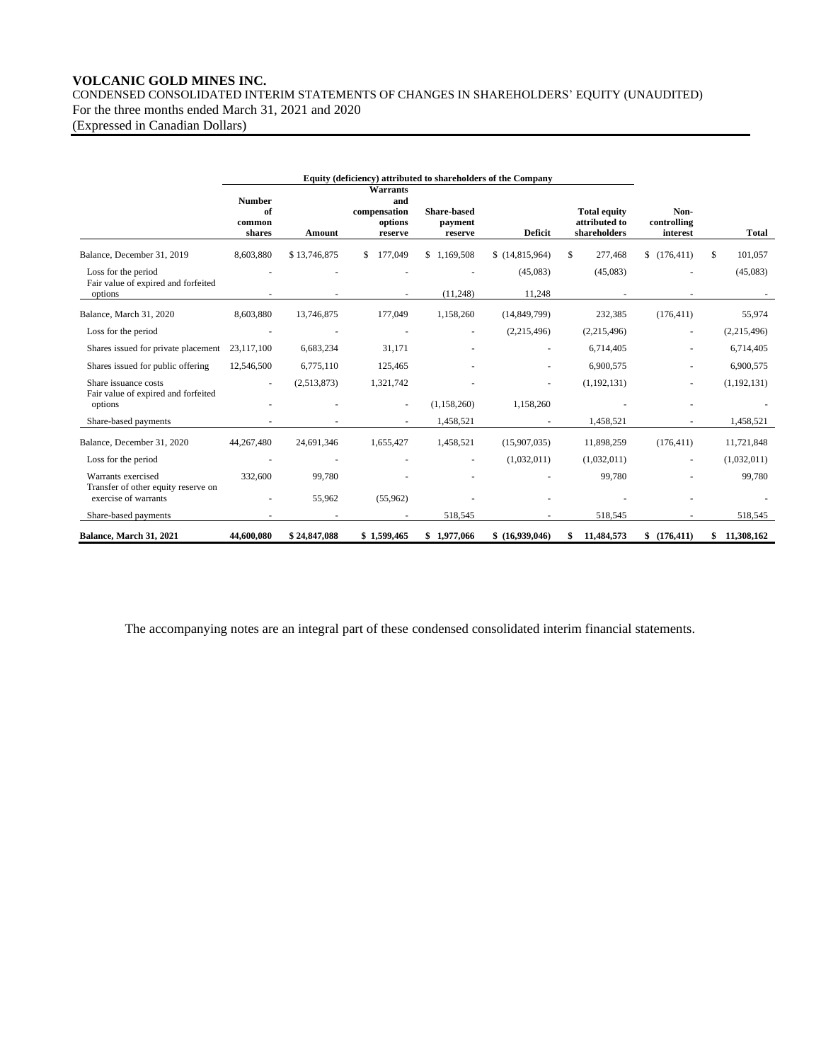**VOLCANIC GOLD MINES INC.**

CONDENSED CONSOLIDATED INTERIM STATEMENTS OF CHANGES IN SHAREHOLDERS' EQUITY (UNAUDITED)
For the three months ended March 31, 2021 and 2020
(Expressed in Canadian Dollars)

| | Equity (deficiency) attributed to shareholders of the Company | | | | | | | |
|---|---|---|---|---|---|---|---|---|
| | Number of common shares | Amount | Warrants and compensation options reserve | Share-based payment reserve | Deficit | Total equity attributed to shareholders | Non-controlling interest | Total |
| Balance, December 31, 2019 | 8,603,880 | $ 13,746,875 | $ 177,049 | $ 1,169,508 | $ (14,815,964) | $ 277,468 | $ (176,411) | $ 101,057 |
| Loss for the period | - | - | - | - | (45,083) | (45,083) | - | (45,083) |
| Fair value of expired and forfeited options | - | - | - | (11,248) | 11,248 | - | - | - |
| Balance, March 31, 2020 | 8,603,880 | 13,746,875 | 177,049 | 1,158,260 | (14,849,799) | 232,385 | (176,411) | 55,974 |
| Loss for the period | - | - | - | - | (2,215,496) | (2,215,496) | - | (2,215,496) |
| Shares issued for private placement | 23,117,100 | 6,683,234 | 31,171 | - | - | 6,714,405 | - | 6,714,405 |
| Shares issued for public offering | 12,546,500 | 6,775,110 | 125,465 | - | - | 6,900,575 | - | 6,900,575 |
| Share issuance costs | - | (2,513,873) | 1,321,742 | - | - | (1,192,131) | - | (1,192,131) |
| Fair value of expired and forfeited options | - | - | - | (1,158,260) | 1,158,260 | - | - | - |
| Share-based payments | - | - | - | 1,458,521 | - | 1,458,521 | - | 1,458,521 |
| Balance, December 31, 2020 | 44,267,480 | 24,691,346 | 1,655,427 | 1,458,521 | (15,907,035) | 11,898,259 | (176,411) | 11,721,848 |
| Loss for the period | - | - | - | - | (1,032,011) | (1,032,011) | - | (1,032,011) |
| Warrants exercised | 332,600 | 99,780 | - | - | - | 99,780 | - | 99,780 |
| Transfer of other equity reserve on exercise of warrants | - | 55,962 | (55,962) | - | - | - | - | - |
| Share-based payments | - | - | - | 518,545 | - | 518,545 | - | 518,545 |
| **Balance, March 31, 2021** | **44,600,080** | **$ 24,847,088** | **$ 1,599,465** | **$ 1,977,066** | **$ (16,939,046)** | **$ 11,484,573** | **$ (176,411)** | **$ 11,308,162** |

The accompanying notes are an integral part of these condensed consolidated interim financial statements.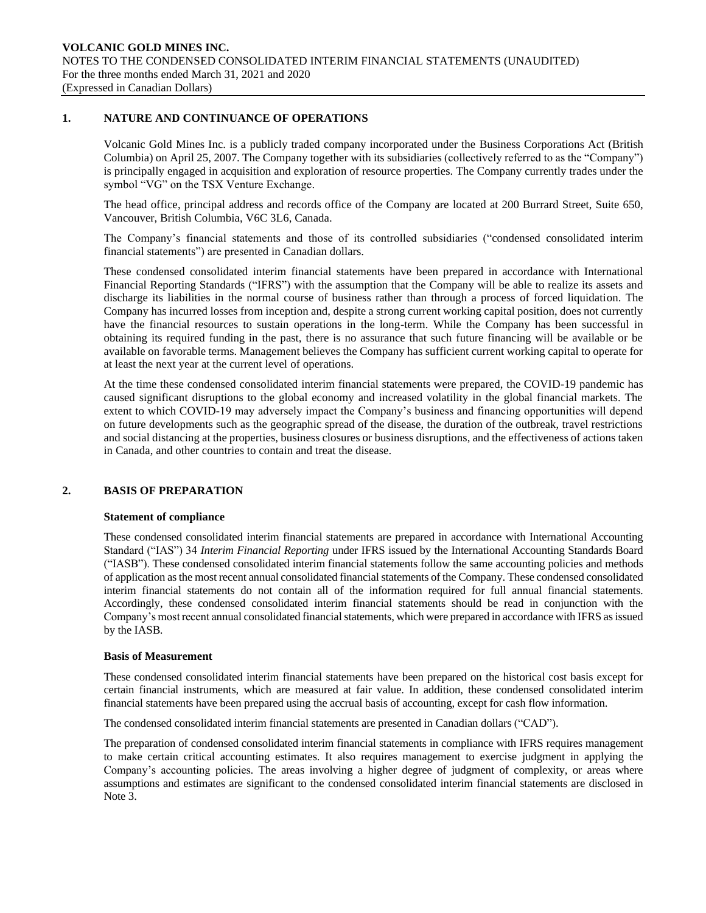## 1. NATURE AND CONTINUANCE OF OPERATIONS

Volcanic Gold Mines Inc. is a publicly traded company incorporated under the Business Corporations Act (British Columbia) on April 25, 2007. The Company together with its subsidiaries (collectively referred to as the "Company") is principally engaged in acquisition and exploration of resource properties. The Company currently trades under the symbol "VG" on the TSX Venture Exchange.

The head office, principal address and records office of the Company are located at 200 Burrard Street, Suite 650, Vancouver, British Columbia, V6C 3L6, Canada.

The Company's financial statements and those of its controlled subsidiaries ("condensed consolidated interim financial statements") are presented in Canadian dollars.

These condensed consolidated interim financial statements have been prepared in accordance with International Financial Reporting Standards ("IFRS") with the assumption that the Company will be able to realize its assets and discharge its liabilities in the normal course of business rather than through a process of forced liquidation. The Company has incurred losses from inception and, despite a strong current working capital position, does not currently have the financial resources to sustain operations in the long-term. While the Company has been successful in obtaining its required funding in the past, there is no assurance that such future financing will be available or be available on favorable terms. Management believes the Company has sufficient current working capital to operate for at least the next year at the current level of operations.

At the time these condensed consolidated interim financial statements were prepared, the COVID-19 pandemic has caused significant disruptions to the global economy and increased volatility in the global financial markets. The extent to which COVID-19 may adversely impact the Company's business and financing opportunities will depend on future developments such as the geographic spread of the disease, the duration of the outbreak, travel restrictions and social distancing at the properties, business closures or business disruptions, and the effectiveness of actions taken in Canada, and other countries to contain and treat the disease.

## 2. BASIS OF PREPARATION

### Statement of compliance

These condensed consolidated interim financial statements are prepared in accordance with International Accounting Standard ("IAS") 34 *Interim Financial Reporting* under IFRS issued by the International Accounting Standards Board ("IASB"). These condensed consolidated interim financial statements follow the same accounting policies and methods of application as the most recent annual consolidated financial statements of the Company. These condensed consolidated interim financial statements do not contain all of the information required for full annual financial statements. Accordingly, these condensed consolidated interim financial statements should be read in conjunction with the Company's most recent annual consolidated financial statements, which were prepared in accordance with IFRS as issued by the IASB.

### Basis of Measurement

These condensed consolidated interim financial statements have been prepared on the historical cost basis except for certain financial instruments, which are measured at fair value. In addition, these condensed consolidated interim financial statements have been prepared using the accrual basis of accounting, except for cash flow information.

The condensed consolidated interim financial statements are presented in Canadian dollars ("CAD").

The preparation of condensed consolidated interim financial statements in compliance with IFRS requires management to make certain critical accounting estimates. It also requires management to exercise judgment in applying the Company's accounting policies. The areas involving a higher degree of judgment of complexity, or areas where assumptions and estimates are significant to the condensed consolidated interim financial statements are disclosed in Note 3.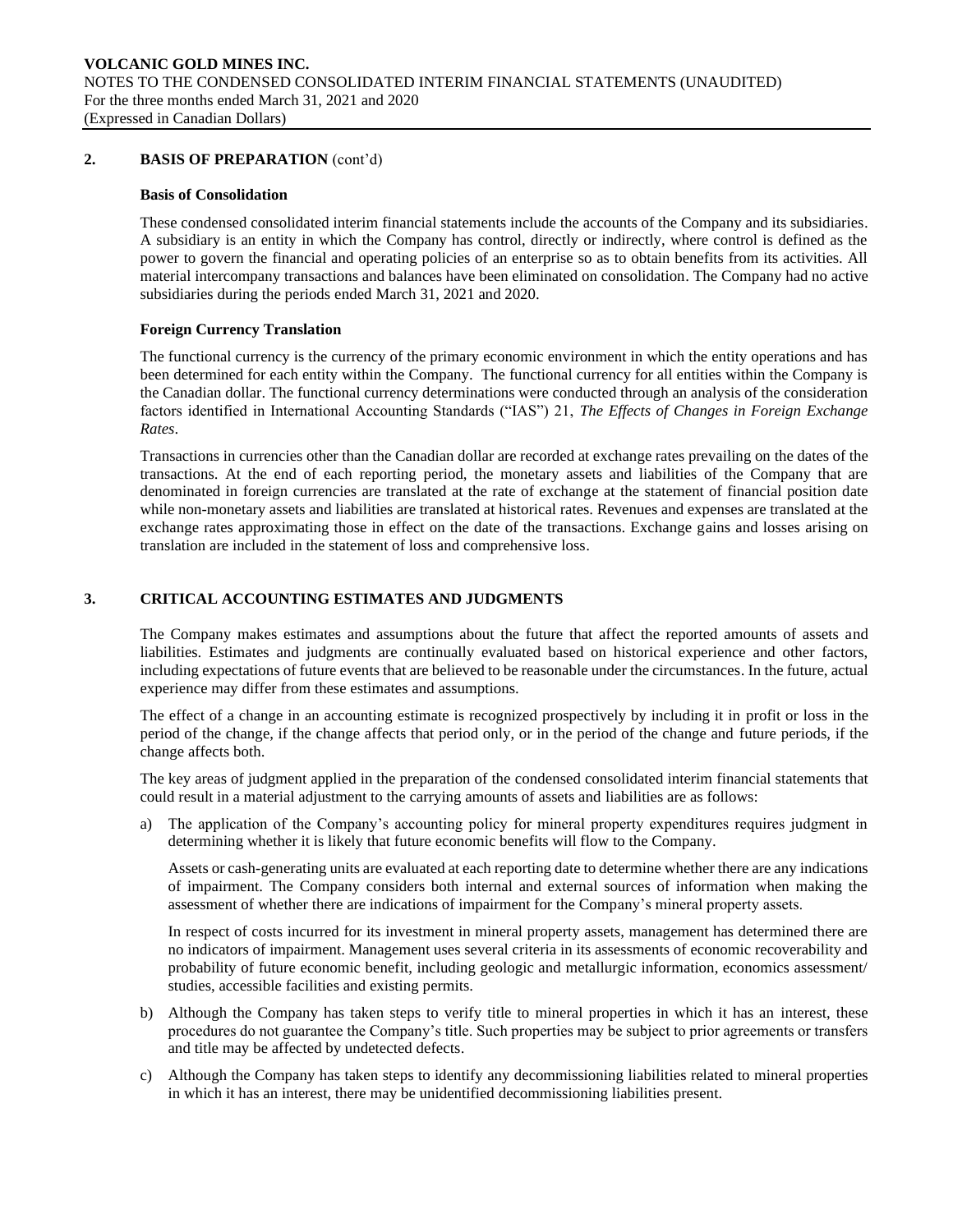## 2. BASIS OF PREPARATION (cont'd)

### Basis of Consolidation

These condensed consolidated interim financial statements include the accounts of the Company and its subsidiaries. A subsidiary is an entity in which the Company has control, directly or indirectly, where control is defined as the power to govern the financial and operating policies of an enterprise so as to obtain benefits from its activities. All material intercompany transactions and balances have been eliminated on consolidation. The Company had no active subsidiaries during the periods ended March 31, 2021 and 2020.

### Foreign Currency Translation

The functional currency is the currency of the primary economic environment in which the entity operations and has been determined for each entity within the Company. The functional currency for all entities within the Company is the Canadian dollar. The functional currency determinations were conducted through an analysis of the consideration factors identified in International Accounting Standards ("IAS") 21, *The Effects of Changes in Foreign Exchange Rates*.

Transactions in currencies other than the Canadian dollar are recorded at exchange rates prevailing on the dates of the transactions. At the end of each reporting period, the monetary assets and liabilities of the Company that are denominated in foreign currencies are translated at the rate of exchange at the statement of financial position date while non-monetary assets and liabilities are translated at historical rates. Revenues and expenses are translated at the exchange rates approximating those in effect on the date of the transactions. Exchange gains and losses arising on translation are included in the statement of loss and comprehensive loss.

## 3. CRITICAL ACCOUNTING ESTIMATES AND JUDGMENTS

The Company makes estimates and assumptions about the future that affect the reported amounts of assets and liabilities. Estimates and judgments are continually evaluated based on historical experience and other factors, including expectations of future events that are believed to be reasonable under the circumstances. In the future, actual experience may differ from these estimates and assumptions.

The effect of a change in an accounting estimate is recognized prospectively by including it in profit or loss in the period of the change, if the change affects that period only, or in the period of the change and future periods, if the change affects both.

The key areas of judgment applied in the preparation of the condensed consolidated interim financial statements that could result in a material adjustment to the carrying amounts of assets and liabilities are as follows:

a) The application of the Company's accounting policy for mineral property expenditures requires judgment in determining whether it is likely that future economic benefits will flow to the Company.

   Assets or cash-generating units are evaluated at each reporting date to determine whether there are any indications of impairment. The Company considers both internal and external sources of information when making the assessment of whether there are indications of impairment for the Company's mineral property assets.

   In respect of costs incurred for its investment in mineral property assets, management has determined there are no indicators of impairment. Management uses several criteria in its assessments of economic recoverability and probability of future economic benefit, including geologic and metallurgic information, economics assessment/ studies, accessible facilities and existing permits.

b) Although the Company has taken steps to verify title to mineral properties in which it has an interest, these procedures do not guarantee the Company's title. Such properties may be subject to prior agreements or transfers and title may be affected by undetected defects.

c) Although the Company has taken steps to identify any decommissioning liabilities related to mineral properties in which it has an interest, there may be unidentified decommissioning liabilities present.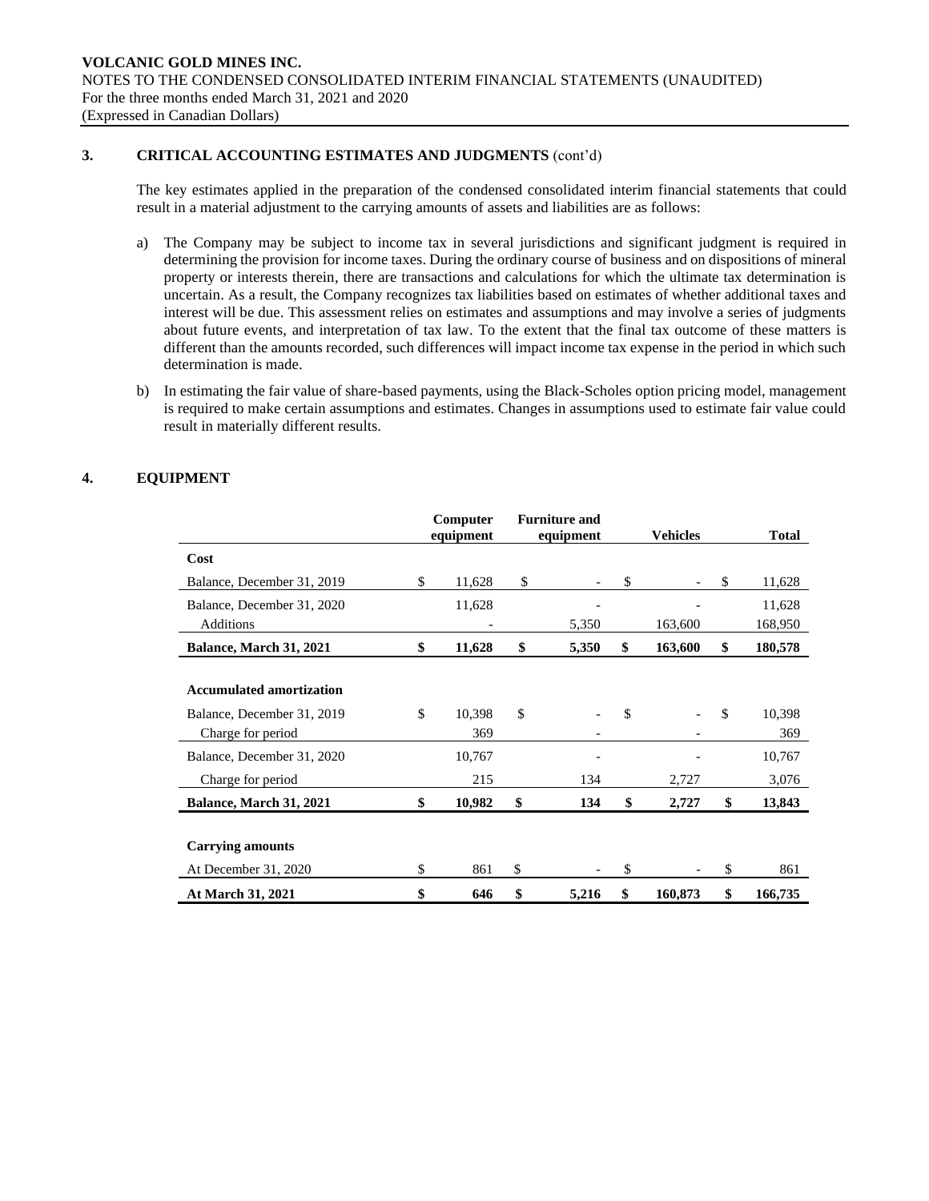## 3. CRITICAL ACCOUNTING ESTIMATES AND JUDGMENTS (cont'd)

The key estimates applied in the preparation of the condensed consolidated interim financial statements that could result in a material adjustment to the carrying amounts of assets and liabilities are as follows:

a) The Company may be subject to income tax in several jurisdictions and significant judgment is required in determining the provision for income taxes. During the ordinary course of business and on dispositions of mineral property or interests therein, there are transactions and calculations for which the ultimate tax determination is uncertain. As a result, the Company recognizes tax liabilities based on estimates of whether additional taxes and interest will be due. This assessment relies on estimates and assumptions and may involve a series of judgments about future events, and interpretation of tax law. To the extent that the final tax outcome of these matters is different than the amounts recorded, such differences will impact income tax expense in the period in which such determination is made.

b) In estimating the fair value of share-based payments, using the Black-Scholes option pricing model, management is required to make certain assumptions and estimates. Changes in assumptions used to estimate fair value could result in materially different results.

## 4. EQUIPMENT

| | Computer equipment | Furniture and equipment | Vehicles | Total |
|---|---|---|---|---|
| **Cost** | | | | |
| Balance, December 31, 2019 | $ 11,628 | $ - | $ - | $ 11,628 |
| Balance, December 31, 2020 | 11,628 | - | - | 11,628 |
| Additions | - | 5,350 | 163,600 | 168,950 |
| **Balance, March 31, 2021** | **$ 11,628** | **$ 5,350** | **$ 163,600** | **$ 180,578** |
| | | | | |
| **Accumulated amortization** | | | | |
| Balance, December 31, 2019 | $ 10,398 | $ - | $ - | $ 10,398 |
| Charge for period | 369 | - | - | 369 |
| Balance, December 31, 2020 | 10,767 | - | - | 10,767 |
| Charge for period | 215 | 134 | 2,727 | 3,076 |
| **Balance, March 31, 2021** | **$ 10,982** | **$ 134** | **$ 2,727** | **$ 13,843** |
| | | | | |
| **Carrying amounts** | | | | |
| At December 31, 2020 | $ 861 | $ - | $ - | $ 861 |
| **At March 31, 2021** | **$ 646** | **$ 5,216** | **$ 160,873** | **$ 166,735** |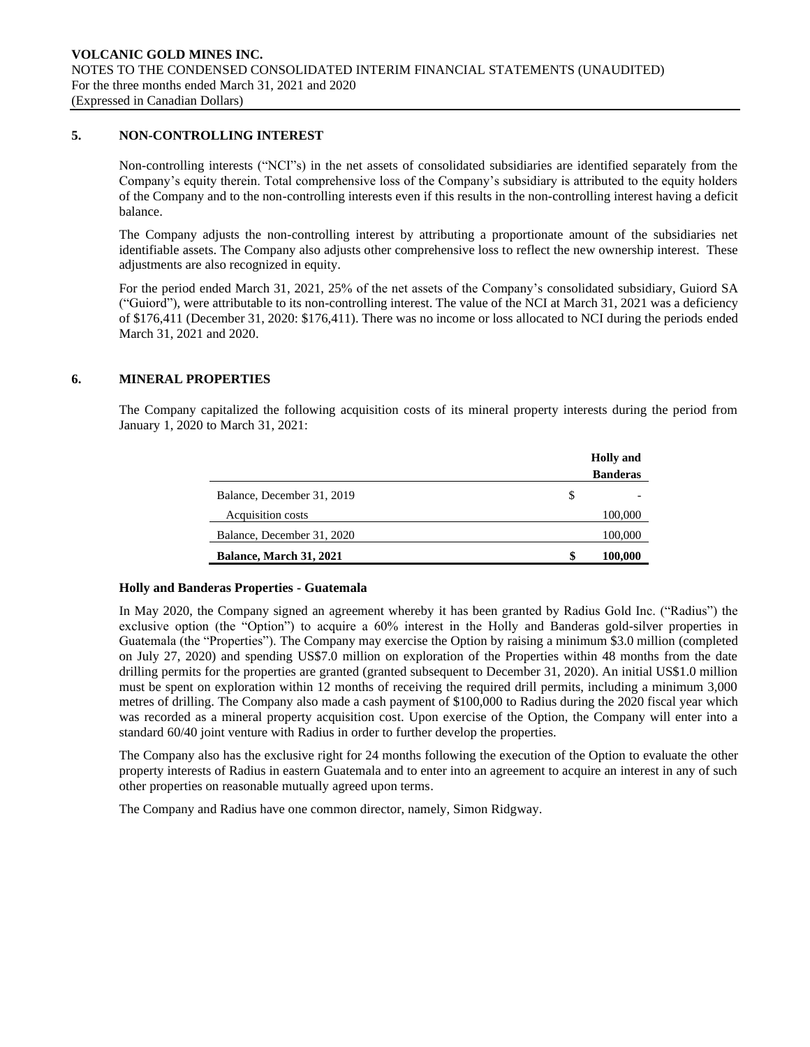## 5. NON-CONTROLLING INTEREST

Non-controlling interests ("NCI"s) in the net assets of consolidated subsidiaries are identified separately from the Company's equity therein. Total comprehensive loss of the Company's subsidiary is attributed to the equity holders of the Company and to the non-controlling interests even if this results in the non-controlling interest having a deficit balance.

The Company adjusts the non-controlling interest by attributing a proportionate amount of the subsidiaries net identifiable assets. The Company also adjusts other comprehensive loss to reflect the new ownership interest. These adjustments are also recognized in equity.

For the period ended March 31, 2021, 25% of the net assets of the Company's consolidated subsidiary, Guiord SA ("Guiord"), were attributable to its non-controlling interest. The value of the NCI at March 31, 2021 was a deficiency of $176,411 (December 31, 2020: $176,411). There was no income or loss allocated to NCI during the periods ended March 31, 2021 and 2020.

## 6. MINERAL PROPERTIES

The Company capitalized the following acquisition costs of its mineral property interests during the period from January 1, 2020 to March 31, 2021:

| | | **Holly and Banderas** |
|---|---|---|
| Balance, December 31, 2019 | $ | - |
| Acquisition costs | | 100,000 |
| Balance, December 31, 2020 | | 100,000 |
| **Balance, March 31, 2021** | **$** | **100,000** |

### Holly and Banderas Properties - Guatemala

In May 2020, the Company signed an agreement whereby it has been granted by Radius Gold Inc. ("Radius") the exclusive option (the "Option") to acquire a 60% interest in the Holly and Banderas gold-silver properties in Guatemala (the "Properties"). The Company may exercise the Option by raising a minimum $3.0 million (completed on July 27, 2020) and spending US$7.0 million on exploration of the Properties within 48 months from the date drilling permits for the properties are granted (granted subsequent to December 31, 2020). An initial US$1.0 million must be spent on exploration within 12 months of receiving the required drill permits, including a minimum 3,000 metres of drilling. The Company also made a cash payment of $100,000 to Radius during the 2020 fiscal year which was recorded as a mineral property acquisition cost. Upon exercise of the Option, the Company will enter into a standard 60/40 joint venture with Radius in order to further develop the properties.

The Company also has the exclusive right for 24 months following the execution of the Option to evaluate the other property interests of Radius in eastern Guatemala and to enter into an agreement to acquire an interest in any of such other properties on reasonable mutually agreed upon terms.

The Company and Radius have one common director, namely, Simon Ridgway.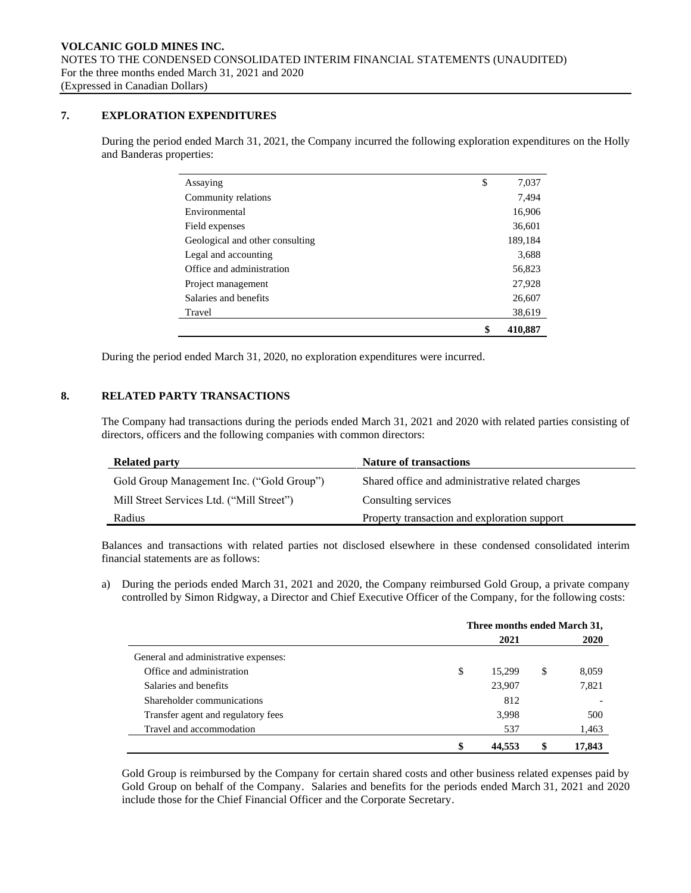## 7. EXPLORATION EXPENDITURES

During the period ended March 31, 2021, the Company incurred the following exploration expenditures on the Holly and Banderas properties:

| | |
|---|---|
| Assaying | $ 7,037 |
| Community relations | 7,494 |
| Environmental | 16,906 |
| Field expenses | 36,601 |
| Geological and other consulting | 189,184 |
| Legal and accounting | 3,688 |
| Office and administration | 56,823 |
| Project management | 27,928 |
| Salaries and benefits | 26,607 |
| Travel | 38,619 |
| | **$ 410,887** |

During the period ended March 31, 2020, no exploration expenditures were incurred.

## 8. RELATED PARTY TRANSACTIONS

The Company had transactions during the periods ended March 31, 2021 and 2020 with related parties consisting of directors, officers and the following companies with common directors:

| Related party | Nature of transactions |
|---|---|
| Gold Group Management Inc. ("Gold Group") | Shared office and administrative related charges |
| Mill Street Services Ltd. ("Mill Street") | Consulting services |
| Radius | Property transaction and exploration support |

Balances and transactions with related parties not disclosed elsewhere in these condensed consolidated interim financial statements are as follows:

a) During the periods ended March 31, 2021 and 2020, the Company reimbursed Gold Group, a private company controlled by Simon Ridgway, a Director and Chief Executive Officer of the Company, for the following costs:

| | Three months ended March 31, | |
|---|---|---|
| | **2021** | **2020** |
| General and administrative expenses: | | |
| Office and administration | $ 15,299 | $ 8,059 |
| Salaries and benefits | 23,907 | 7,821 |
| Shareholder communications | 812 | - |
| Transfer agent and regulatory fees | 3,998 | 500 |
| Travel and accommodation | 537 | 1,463 |
| | **$ 44,553** | **$ 17,843** |

Gold Group is reimbursed by the Company for certain shared costs and other business related expenses paid by Gold Group on behalf of the Company. Salaries and benefits for the periods ended March 31, 2021 and 2020 include those for the Chief Financial Officer and the Corporate Secretary.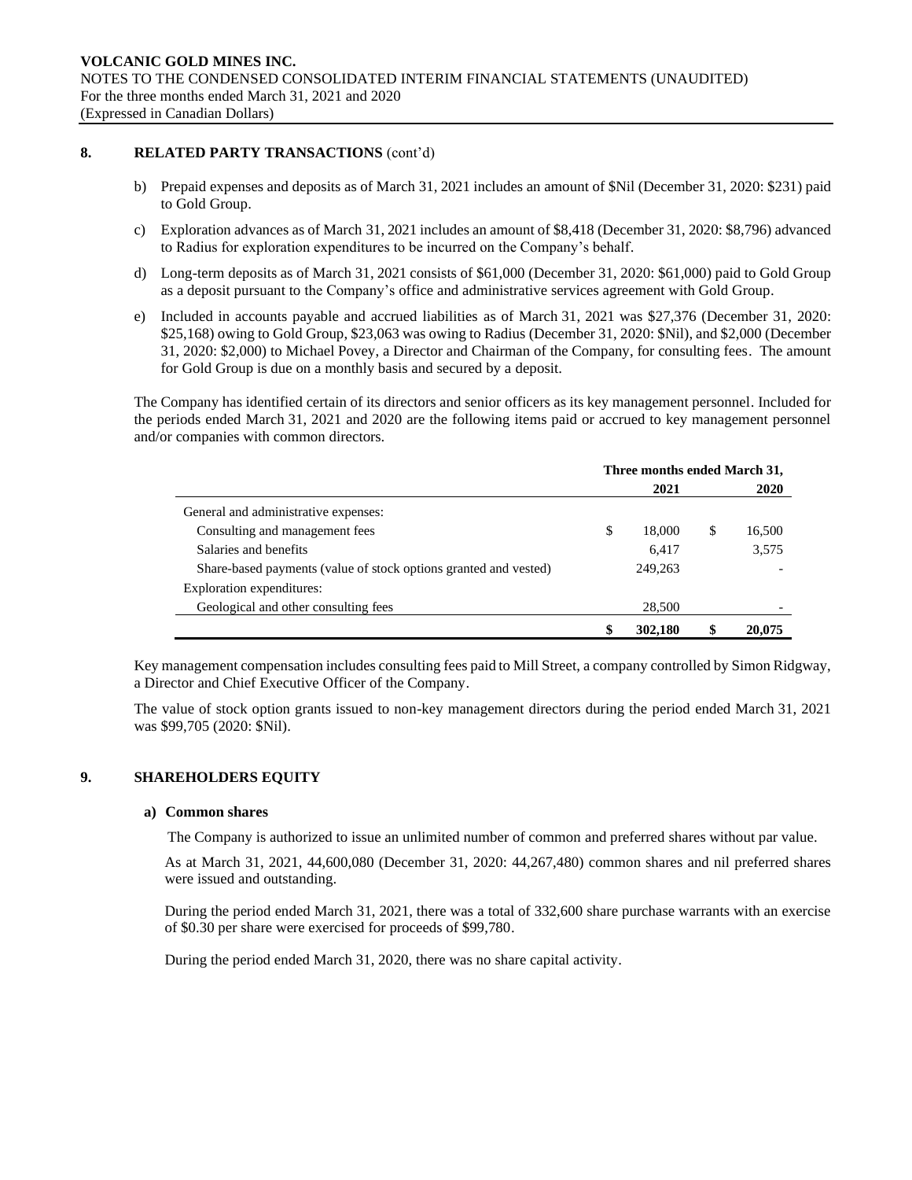## 8. RELATED PARTY TRANSACTIONS (cont'd)

b) Prepaid expenses and deposits as of March 31, 2021 includes an amount of $Nil (December 31, 2020: $231) paid to Gold Group.

c) Exploration advances as of March 31, 2021 includes an amount of $8,418 (December 31, 2020: $8,796) advanced to Radius for exploration expenditures to be incurred on the Company's behalf.

d) Long-term deposits as of March 31, 2021 consists of $61,000 (December 31, 2020: $61,000) paid to Gold Group as a deposit pursuant to the Company's office and administrative services agreement with Gold Group.

e) Included in accounts payable and accrued liabilities as of March 31, 2021 was $27,376 (December 31, 2020: $25,168) owing to Gold Group, $23,063 was owing to Radius (December 31, 2020: $Nil), and $2,000 (December 31, 2020: $2,000) to Michael Povey, a Director and Chairman of the Company, for consulting fees. The amount for Gold Group is due on a monthly basis and secured by a deposit.

The Company has identified certain of its directors and senior officers as its key management personnel. Included for the periods ended March 31, 2021 and 2020 are the following items paid or accrued to key management personnel and/or companies with common directors.

| | Three months ended March 31, | |
|---|---|---|
| | 2021 | 2020 |
| General and administrative expenses: | | |
| Consulting and management fees | $ 18,000 | $ 16,500 |
| Salaries and benefits | 6,417 | 3,575 |
| Share-based payments (value of stock options granted and vested) | 249,263 | - |
| Exploration expenditures: | | |
| Geological and other consulting fees | 28,500 | - |
| | $ 302,180 | $ 20,075 |

Key management compensation includes consulting fees paid to Mill Street, a company controlled by Simon Ridgway, a Director and Chief Executive Officer of the Company.

The value of stock option grants issued to non-key management directors during the period ended March 31, 2021 was $99,705 (2020: $Nil).

## 9. SHAREHOLDERS EQUITY

### a) Common shares

The Company is authorized to issue an unlimited number of common and preferred shares without par value.

As at March 31, 2021, 44,600,080 (December 31, 2020: 44,267,480) common shares and nil preferred shares were issued and outstanding.

During the period ended March 31, 2021, there was a total of 332,600 share purchase warrants with an exercise of $0.30 per share were exercised for proceeds of $99,780.

During the period ended March 31, 2020, there was no share capital activity.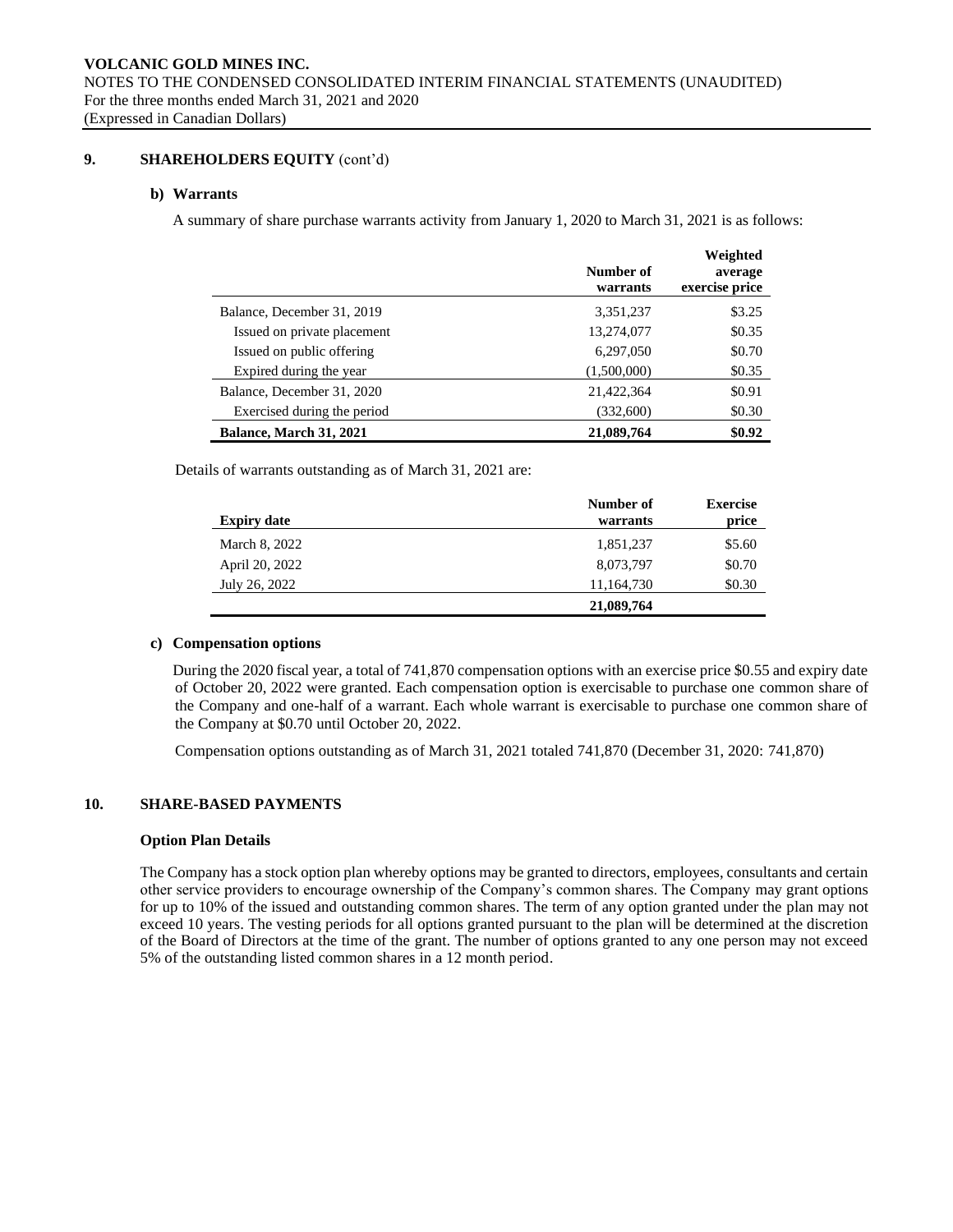## 9. SHAREHOLDERS EQUITY (cont'd)

### b) Warrants

A summary of share purchase warrants activity from January 1, 2020 to March 31, 2021 is as follows:

| | Number of warrants | Weighted average exercise price |
|---|---|---|
| Balance, December 31, 2019 | 3,351,237 | $3.25 |
| Issued on private placement | 13,274,077 | $0.35 |
| Issued on public offering | 6,297,050 | $0.70 |
| Expired during the year | (1,500,000) | $0.35 |
| Balance, December 31, 2020 | 21,422,364 | $0.91 |
| Exercised during the period | (332,600) | $0.30 |
| **Balance, March 31, 2021** | **21,089,764** | **$0.92** |

Details of warrants outstanding as of March 31, 2021 are:

| Expiry date | Number of warrants | Exercise price |
|---|---|---|
| March 8, 2022 | 1,851,237 | $5.60 |
| April 20, 2022 | 8,073,797 | $0.70 |
| July 26, 2022 | 11,164,730 | $0.30 |
| | **21,089,764** | |

### c) Compensation options

During the 2020 fiscal year, a total of 741,870 compensation options with an exercise price $0.55 and expiry date of October 20, 2022 were granted. Each compensation option is exercisable to purchase one common share of the Company and one-half of a warrant. Each whole warrant is exercisable to purchase one common share of the Company at $0.70 until October 20, 2022.

Compensation options outstanding as of March 31, 2021 totaled 741,870 (December 31, 2020: 741,870)

## 10. SHARE-BASED PAYMENTS

### Option Plan Details

The Company has a stock option plan whereby options may be granted to directors, employees, consultants and certain other service providers to encourage ownership of the Company's common shares. The Company may grant options for up to 10% of the issued and outstanding common shares. The term of any option granted under the plan may not exceed 10 years. The vesting periods for all options granted pursuant to the plan will be determined at the discretion of the Board of Directors at the time of the grant. The number of options granted to any one person may not exceed 5% of the outstanding listed common shares in a 12 month period.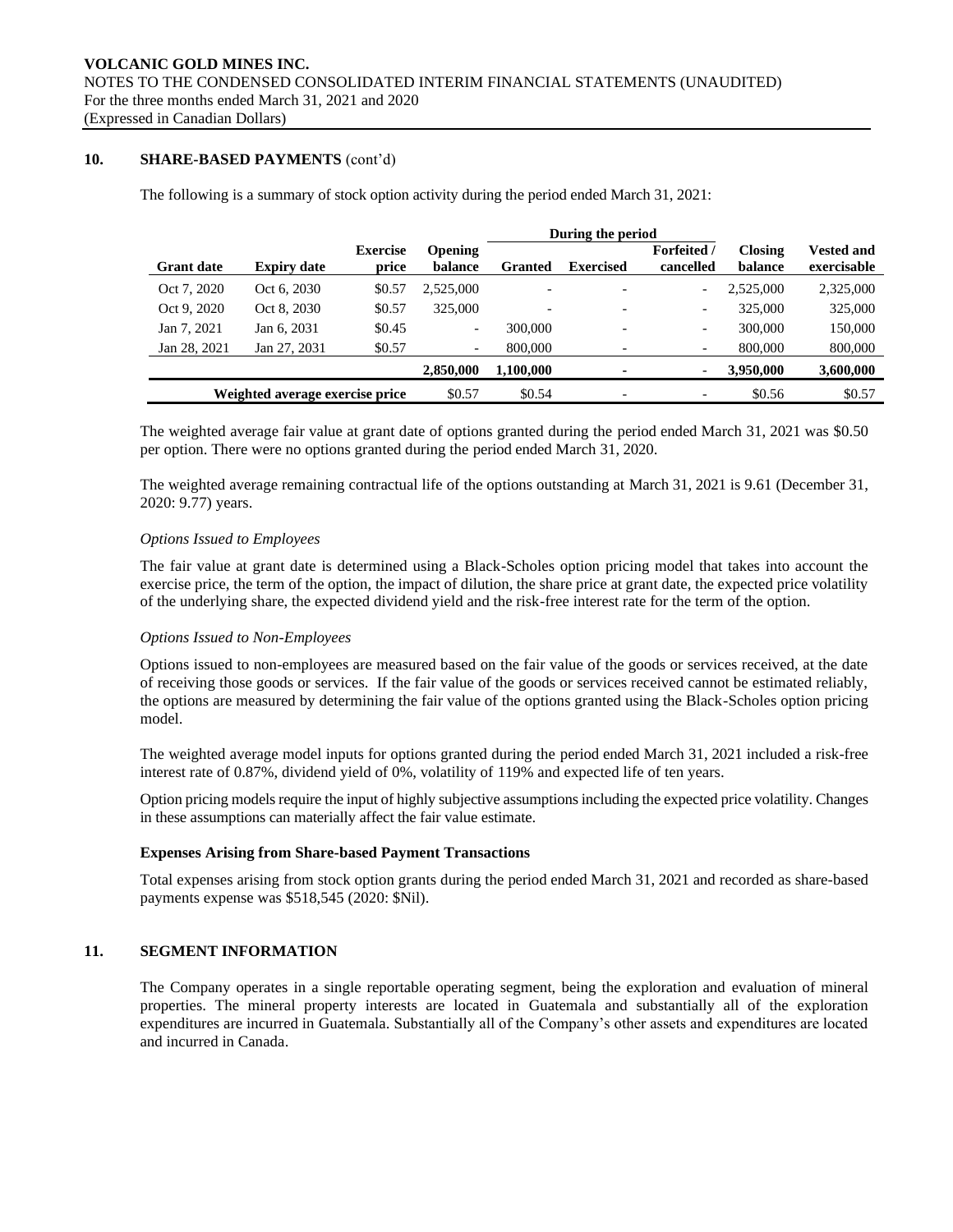## 10. SHARE-BASED PAYMENTS (cont'd)

The following is a summary of stock option activity during the period ended March 31, 2021:

| | | | | During the period | | | | |
|---|---|---|---|---|---|---|---|---|
| **Grant date** | **Expiry date** | **Exercise price** | **Opening balance** | **Granted** | **Exercised** | **Forfeited / cancelled** | **Closing balance** | **Vested and exercisable** |
| Oct 7, 2020 | Oct 6, 2030 | $0.57 | 2,525,000 | - | - | - | 2,525,000 | 2,325,000 |
| Oct 9, 2020 | Oct 8, 2030 | $0.57 | 325,000 | - | - | - | 325,000 | 325,000 |
| Jan 7, 2021 | Jan 6, 2031 | $0.45 | - | 300,000 | - | - | 300,000 | 150,000 |
| Jan 28, 2021 | Jan 27, 2031 | $0.57 | - | 800,000 | - | - | 800,000 | 800,000 |
| | | | **2,850,000** | **1,100,000** | **-** | **-** | **3,950,000** | **3,600,000** |
| **Weighted average exercise price** | | | $0.57 | $0.54 | - | - | $0.56 | $0.57 |

The weighted average fair value at grant date of options granted during the period ended March 31, 2021 was $0.50 per option. There were no options granted during the period ended March 31, 2020.

The weighted average remaining contractual life of the options outstanding at March 31, 2021 is 9.61 (December 31, 2020: 9.77) years.

*Options Issued to Employees*

The fair value at grant date is determined using a Black-Scholes option pricing model that takes into account the exercise price, the term of the option, the impact of dilution, the share price at grant date, the expected price volatility of the underlying share, the expected dividend yield and the risk-free interest rate for the term of the option.

*Options Issued to Non-Employees*

Options issued to non-employees are measured based on the fair value of the goods or services received, at the date of receiving those goods or services. If the fair value of the goods or services received cannot be estimated reliably, the options are measured by determining the fair value of the options granted using the Black-Scholes option pricing model.

The weighted average model inputs for options granted during the period ended March 31, 2021 included a risk-free interest rate of 0.87%, dividend yield of 0%, volatility of 119% and expected life of ten years.

Option pricing models require the input of highly subjective assumptions including the expected price volatility. Changes in these assumptions can materially affect the fair value estimate.

**Expenses Arising from Share-based Payment Transactions**

Total expenses arising from stock option grants during the period ended March 31, 2021 and recorded as share-based payments expense was $518,545 (2020: $Nil).

## 11. SEGMENT INFORMATION

The Company operates in a single reportable operating segment, being the exploration and evaluation of mineral properties. The mineral property interests are located in Guatemala and substantially all of the exploration expenditures are incurred in Guatemala. Substantially all of the Company's other assets and expenditures are located and incurred in Canada.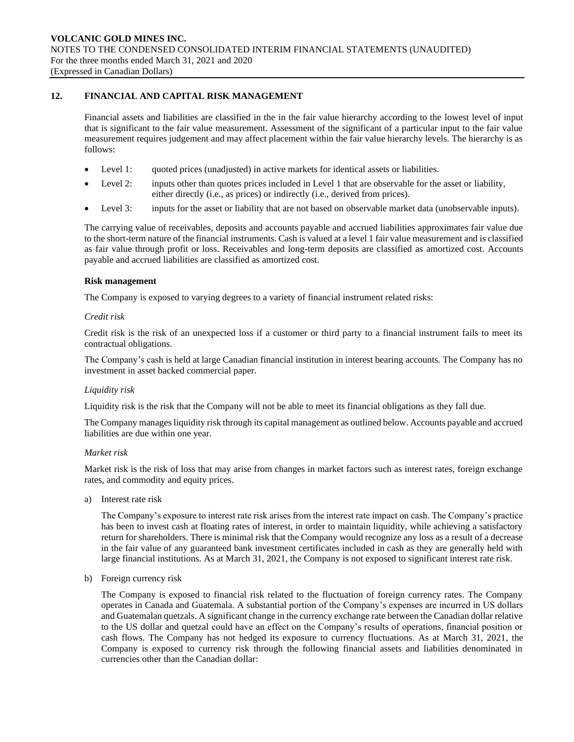## 12. FINANCIAL AND CAPITAL RISK MANAGEMENT

Financial assets and liabilities are classified in the in the fair value hierarchy according to the lowest level of input that is significant to the fair value measurement. Assessment of the significant of a particular input to the fair value measurement requires judgement and may affect placement within the fair value hierarchy levels. The hierarchy is as follows:

- Level 1: quoted prices (unadjusted) in active markets for identical assets or liabilities.
- Level 2: inputs other than quotes prices included in Level 1 that are observable for the asset or liability, either directly (i.e., as prices) or indirectly (i.e., derived from prices).
- Level 3: inputs for the asset or liability that are not based on observable market data (unobservable inputs).

The carrying value of receivables, deposits and accounts payable and accrued liabilities approximates fair value due to the short-term nature of the financial instruments. Cash is valued at a level 1 fair value measurement and is classified as fair value through profit or loss. Receivables and long-term deposits are classified as amortized cost. Accounts payable and accrued liabilities are classified as amortized cost.

**Risk management**

The Company is exposed to varying degrees to a variety of financial instrument related risks:

*Credit risk*

Credit risk is the risk of an unexpected loss if a customer or third party to a financial instrument fails to meet its contractual obligations.

The Company's cash is held at large Canadian financial institution in interest bearing accounts. The Company has no investment in asset backed commercial paper.

*Liquidity risk*

Liquidity risk is the risk that the Company will not be able to meet its financial obligations as they fall due.

The Company manages liquidity risk through its capital management as outlined below. Accounts payable and accrued liabilities are due within one year.

*Market risk*

Market risk is the risk of loss that may arise from changes in market factors such as interest rates, foreign exchange rates, and commodity and equity prices.

a) Interest rate risk

   The Company's exposure to interest rate risk arises from the interest rate impact on cash. The Company's practice has been to invest cash at floating rates of interest, in order to maintain liquidity, while achieving a satisfactory return for shareholders. There is minimal risk that the Company would recognize any loss as a result of a decrease in the fair value of any guaranteed bank investment certificates included in cash as they are generally held with large financial institutions. As at March 31, 2021, the Company is not exposed to significant interest rate risk.

b) Foreign currency risk

   The Company is exposed to financial risk related to the fluctuation of foreign currency rates. The Company operates in Canada and Guatemala. A substantial portion of the Company's expenses are incurred in US dollars and Guatemalan quetzals. A significant change in the currency exchange rate between the Canadian dollar relative to the US dollar and quetzal could have an effect on the Company's results of operations, financial position or cash flows. The Company has not hedged its exposure to currency fluctuations. As at March 31, 2021, the Company is exposed to currency risk through the following financial assets and liabilities denominated in currencies other than the Canadian dollar: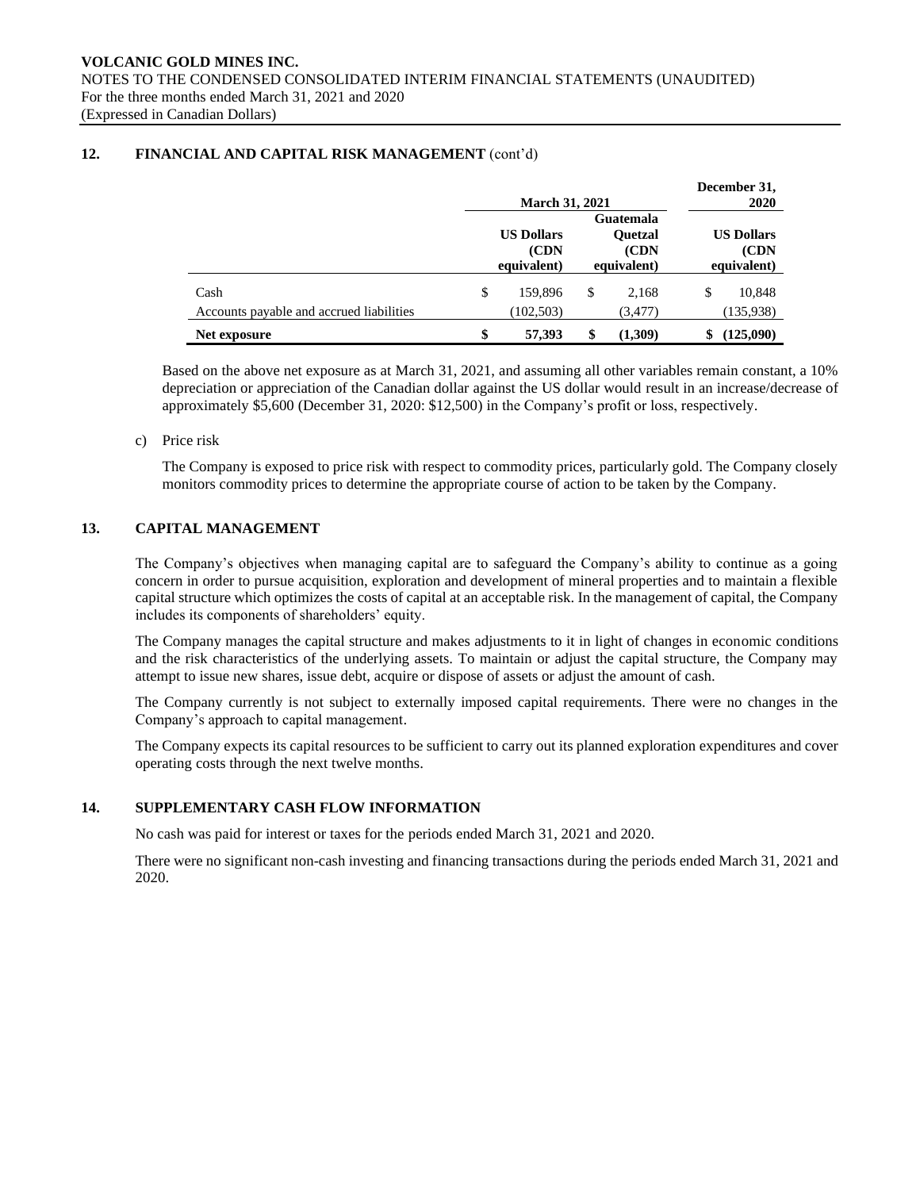## 12. FINANCIAL AND CAPITAL RISK MANAGEMENT (cont'd)

| | March 31, 2021 | | December 31, 2020 |
|---|---|---|---|
| | US Dollars (CDN equivalent) | Guatemala Quetzal (CDN equivalent) | US Dollars (CDN equivalent) |
| Cash | $ 159,896 | $ 2,168 | $ 10,848 |
| Accounts payable and accrued liabilities | (102,503) | (3,477) | (135,938) |
| **Net exposure** | **$ 57,393** | **$ (1,309)** | **$ (125,090)** |

Based on the above net exposure as at March 31, 2021, and assuming all other variables remain constant, a 10% depreciation or appreciation of the Canadian dollar against the US dollar would result in an increase/decrease of approximately $5,600 (December 31, 2020: $12,500) in the Company's profit or loss, respectively.

c) Price risk

The Company is exposed to price risk with respect to commodity prices, particularly gold. The Company closely monitors commodity prices to determine the appropriate course of action to be taken by the Company.

## 13. CAPITAL MANAGEMENT

The Company's objectives when managing capital are to safeguard the Company's ability to continue as a going concern in order to pursue acquisition, exploration and development of mineral properties and to maintain a flexible capital structure which optimizes the costs of capital at an acceptable risk. In the management of capital, the Company includes its components of shareholders' equity.

The Company manages the capital structure and makes adjustments to it in light of changes in economic conditions and the risk characteristics of the underlying assets. To maintain or adjust the capital structure, the Company may attempt to issue new shares, issue debt, acquire or dispose of assets or adjust the amount of cash.

The Company currently is not subject to externally imposed capital requirements. There were no changes in the Company's approach to capital management.

The Company expects its capital resources to be sufficient to carry out its planned exploration expenditures and cover operating costs through the next twelve months.

## 14. SUPPLEMENTARY CASH FLOW INFORMATION

No cash was paid for interest or taxes for the periods ended March 31, 2021 and 2020.

There were no significant non-cash investing and financing transactions during the periods ended March 31, 2021 and 2020.